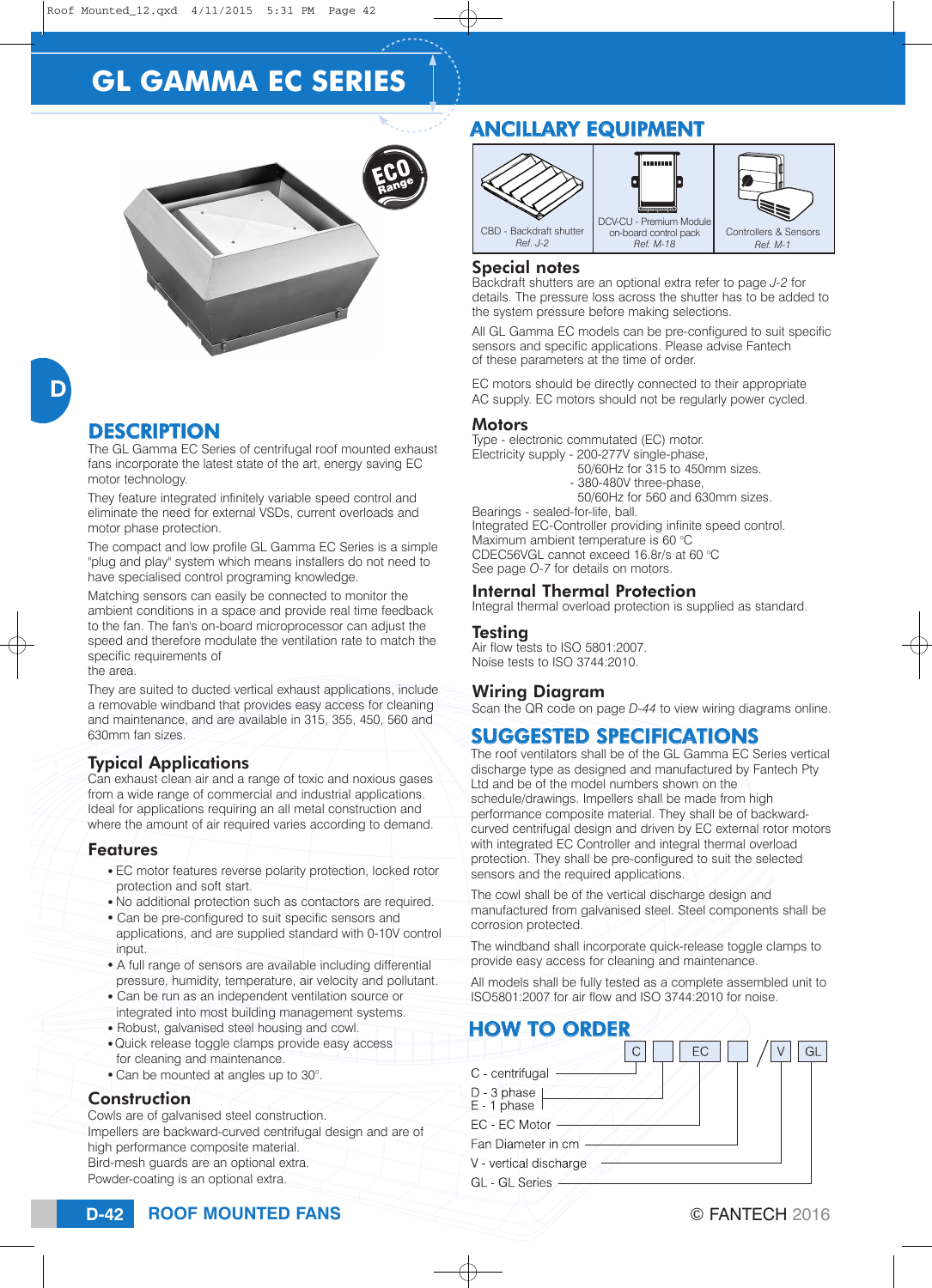# GL GAMMA EC SERIES

## DESCRIPTION

The GL Gamma EC Series of centrifugal roof mounted exhaust fans incorporate the latest state of the art, energy saving EC motor technology.

They feature integrated infinitely variable speed control and eliminate the need for external VSDs, current overloads and motor phase protection.

The compact and low profile GL Gamma EC Series is a simple "plug and play" system which means installers do not need to have specialised control programing knowledge.

Matching sensors can easily be connected to monitor the ambient conditions in a space and provide real time feedback to the fan. The fan's on-board microprocessor can adjust the speed and therefore modulate the ventilation rate to match the specific requirements of the area.

They are suited to ducted vertical exhaust applications, include a removable windband that provides easy access for cleaning and maintenance, and are available in 315, 355, 450, 560 and 630mm fan sizes.

### Typical Applications

Can exhaust clean air and a range of toxic and noxious gases from a wide range of commercial and industrial applications. Ideal for applications requiring an all metal construction and where the amount of air required varies according to demand.

### Features

- EC motor features reverse polarity protection, locked rotor protection and soft start.
- No additional protection such as contactors are required.
- Can be pre-configured to suit specific sensors and applications, and are supplied standard with 0-10V control input.
- A full range of sensors are available including differential pressure, humidity, temperature, air velocity and pollutant.
- Can be run as an independent ventilation source or integrated into most building management systems.
- Robust, galvanised steel housing and cowl.
- Quick release toggle clamps provide easy access for cleaning and maintenance.
- Can be mounted at angles up to 30°.

### Construction

Cowls are of galvanised steel construction.
Impellers are backward-curved centrifugal design and are of high performance composite material.
Bird-mesh guards are an optional extra.
Powder-coating is an optional extra.

## ANCILLARY EQUIPMENT

| CBD - Backdraft shutter *Ref. J-2* | DCV-CU - Premium Module on-board control pack *Ref. M-18* | Controllers & Sensors *Ref. M-1* |
|---|---|---|

### Special notes

Backdraft shutters are an optional extra refer to page *J-2* for details. The pressure loss across the shutter has to be added to the system pressure before making selections.

All GL Gamma EC models can be pre-configured to suit specific sensors and specific applications. Please advise Fantech of these parameters at the time of order.

EC motors should be directly connected to their appropriate AC supply. EC motors should not be regularly power cycled.

### Motors

Type - electronic commutated (EC) motor.
Electricity supply - 200-277V single-phase, 50/60Hz for 315 to 450mm sizes.
- 380-480V three-phase, 50/60Hz for 560 and 630mm sizes.

Bearings - sealed-for-life, ball.
Integrated EC-Controller providing infinite speed control.
Maximum ambient temperature is 60 °C
CDEC56VGL cannot exceed 16.8r/s at 60 °C
See page *O-7* for details on motors.

### Internal Thermal Protection

Integral thermal overload protection is supplied as standard.

### Testing

Air flow tests to ISO 5801:2007.
Noise tests to ISO 3744:2010.

### Wiring Diagram

Scan the QR code on page *D-44* to view wiring diagrams online.

## SUGGESTED SPECIFICATIONS

The roof ventilators shall be of the GL Gamma EC Series vertical discharge type as designed and manufactured by Fantech Pty Ltd and be of the model numbers shown on the schedule/drawings. Impellers shall be made from high performance composite material. They shall be of backward-curved centrifugal design and driven by EC external rotor motors with integrated EC Controller and integral thermal overload protection. They shall be pre-configured to suit the selected sensors and the required applications.

The cowl shall be of the vertical discharge design and manufactured from galvanised steel. Steel components shall be corrosion protected.

The windband shall incorporate quick-release toggle clamps to provide easy access for cleaning and maintenance.

All models shall be fully tested as a complete assembled unit to ISO5801:2007 for air flow and ISO 3744:2010 for noise.

## HOW TO ORDER

C [ ] EC [ ] / V GL

- C - centrifugal
- D - 3 phase / E - 1 phase
- EC - EC Motor
- Fan Diameter in cm
- V - vertical discharge
- GL - GL Series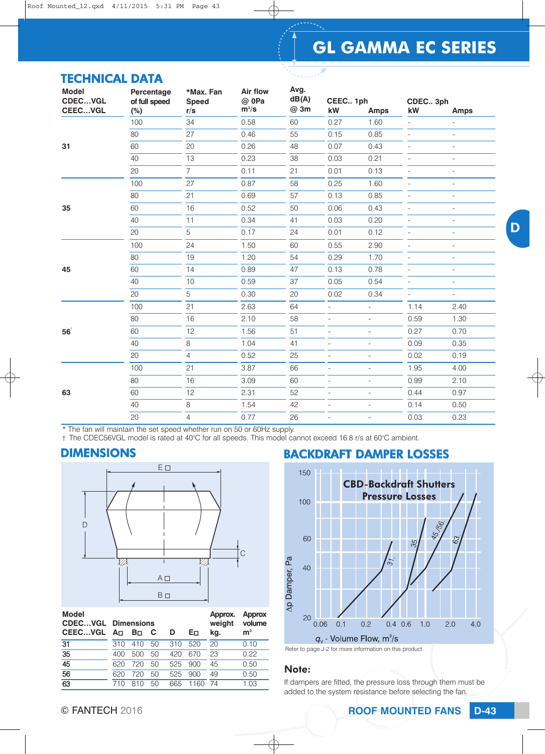# GL GAMMA EC SERIES

## TECHNICAL DATA

| Model CDEC…VGL CEEC…VGL | Percentage of full speed (%) | *Max. Fan Speed r/s | Air flow @ 0Pa m³/s | Avg. dB(A) @ 3m | CEEC.. 1ph kW | CEEC.. 1ph Amps | CDEC.. 3ph kW | CDEC.. 3ph Amps |
|---|---|---|---|---|---|---|---|---|
| 31 | 100 | 34 | 0.58 | 60 | 0.27 | 1.60 | - | - |
| | 80 | 27 | 0.46 | 55 | 0.15 | 0.85 | - | - |
| | 60 | 20 | 0.26 | 48 | 0.07 | 0.43 | - | - |
| | 40 | 13 | 0.23 | 38 | 0.03 | 0.21 | - | - |
| | 20 | 7 | 0.11 | 21 | 0.01 | 0.13 | - | - |
| 35 | 100 | 27 | 0.87 | 58 | 0.25 | 1.60 | - | - |
| | 80 | 21 | 0.69 | 57 | 0.13 | 0.85 | - | - |
| | 60 | 16 | 0.52 | 50 | 0.06 | 0.43 | - | - |
| | 40 | 11 | 0.34 | 41 | 0.03 | 0.20 | - | - |
| | 20 | 5 | 0.17 | 24 | 0.01 | 0.12 | - | - |
| 45 | 100 | 24 | 1.50 | 60 | 0.55 | 2.90 | - | - |
| | 80 | 19 | 1.20 | 54 | 0.29 | 1.70 | - | - |
| | 60 | 14 | 0.89 | 47 | 0.13 | 0.78 | - | - |
| | 40 | 10 | 0.59 | 37 | 0.05 | 0.54 | - | - |
| | 20 | 5 | 0.30 | 20 | 0.02 | 0.34 | - | - |
| 56† | 100 | 21 | 2.63 | 64 | - | - | 1.14 | 2.40 |
| | 80 | 16 | 2.10 | 58 | - | - | 0.59 | 1.30 |
| | 60 | 12 | 1.56 | 51 | - | - | 0.27 | 0.70 |
| | 40 | 8 | 1.04 | 41 | - | - | 0.09 | 0.35 |
| | 20 | 4 | 0.52 | 25 | - | - | 0.02 | 0.19 |
| 63 | 100 | 21 | 3.87 | 66 | - | - | 1.95 | 4.00 |
| | 80 | 16 | 3.09 | 60 | - | - | 0.99 | 2.10 |
| | 60 | 12 | 2.31 | 52 | - | - | 0.44 | 0.97 |
| | 40 | 8 | 1.54 | 42 | - | - | 0.14 | 0.50 |
| | 20 | 4 | 0.77 | 26 | - | - | 0.03 | 0.23 |

\* The fan will maintain the set speed whether run on 50 or 60Hz supply.
† The CDEC56VGL model is rated at 40°C for all speeds. This model cannot exceed 16.8 r/s at 60°C ambient.

## DIMENSIONS

| Model CDEC…VGL CEEC…VGL | Dimensions A□ | B□ | C | D | E□ | Approx. weight kg. | Approx volume m³ |
|---|---|---|---|---|---|---|---|
| 31 | 310 | 410 | 50 | 310 | 520 | 20 | 0.10 |
| 35 | 400 | 500 | 50 | 420 | 670 | 23 | 0.22 |
| 45 | 620 | 720 | 50 | 525 | 900 | 45 | 0.50 |
| 56 | 620 | 720 | 50 | 525 | 900 | 49 | 0.50 |
| 63 | 710 | 810 | 50 | 665 | 1160 | 74 | 1.03 |

## BACKDRAFT DAMPER LOSSES

Refer to page J-2 for more information on this product.

**Note:**

If dampers are fitted, the pressure loss through them must be added to the system resistance before selecting the fan.

© FANTECH 2016

ROOF MOUNTED FANS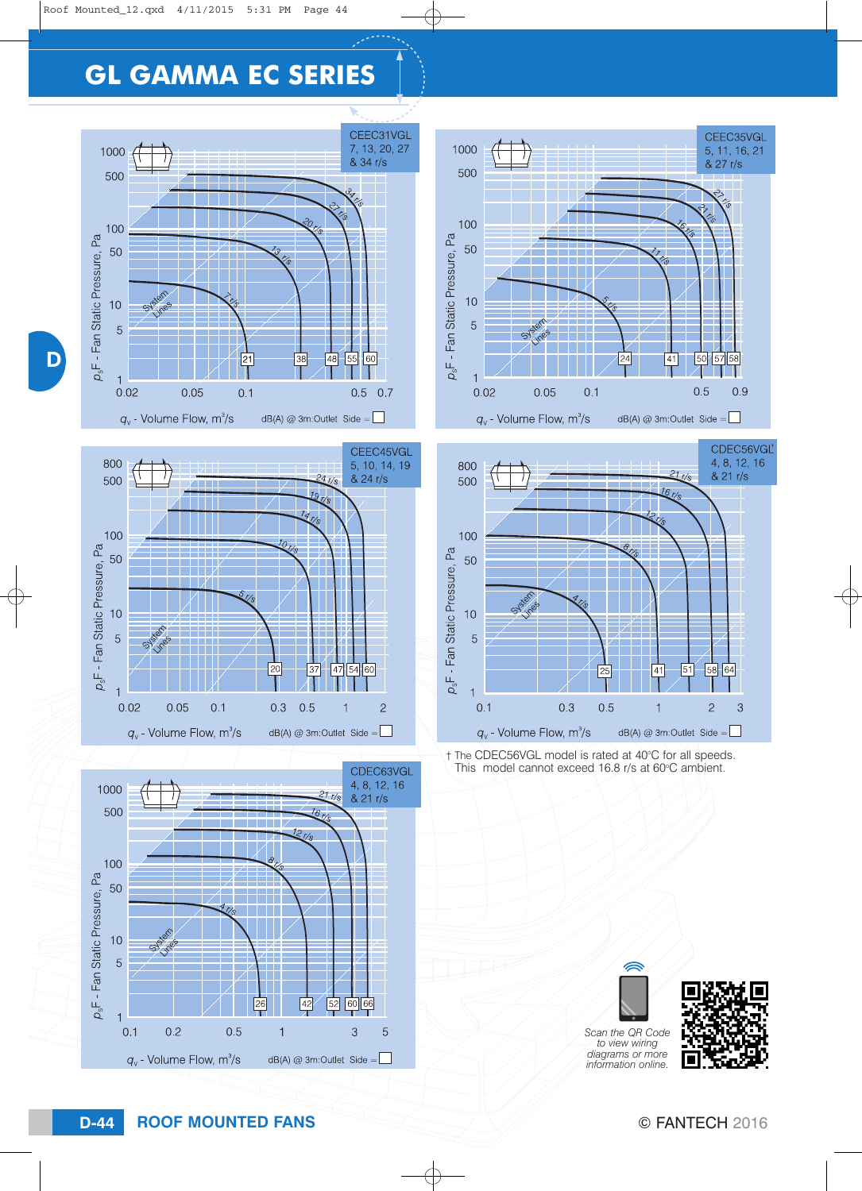# GL GAMMA EC SERIES

CEEC31VGL
7, 13, 20, 27 & 34 r/s

1000
500
100
50
10
5
1

$p_s$F - Fan Static Pressure, Pa

34 r/s
27 r/s
20 r/s
13 r/s
7 r/s
System Lines

21 38 48 55 60

0.02 0.05 0.1 0.5 0.7

$q_v$ - Volume Flow, m³/s dB(A) @ 3m:Outlet Side = ☐

CEEC35VGL
5, 11, 16, 21 & 27 r/s

1000
500
100
50
10
5
1

$p_s$F - Fan Static Pressure, Pa

27 r/s
21 r/s
16 r/s
11 r/s
5 r/s
System Lines

24 41 50 57 58

0.02 0.05 0.1 0.5 0.9

$q_v$ - Volume Flow, m³/s dB(A) @ 3m:Outlet Side = ☐

CEEC45VGL
5, 10, 14, 19 & 24 r/s

800
500
100
50
10
5
1

$p_s$F - Fan Static Pressure, Pa

24 r/s
19 r/s
14 r/s
10 r/s
5 r/s
System Lines

20 37 47 54 60

0.02 0.05 0.1 0.3 0.5 1 2

$q_v$ - Volume Flow, m³/s dB(A) @ 3m:Outlet Side = ☐

CDEC56VGL†
4, 8, 12, 16 & 21 r/s

800
500
100
50
10
5
1

$p_s$F - Fan Static Pressure, Pa

21 r/s
16 r/s
12 r/s
8 r/s
4 r/s
System Lines

25 41 51 58 64

0.1 0.3 0.5 1 2 3

$q_v$ - Volume Flow, m³/s dB(A) @ 3m:Outlet Side = ☐

† The CDEC56VGL model is rated at 40°C for all speeds. This model cannot exceed 16.8 r/s at 60°C ambient.

CDEC63VGL
4, 8, 12, 16 & 21 r/s

1000
500
100
50
10
5
1

$p_s$F - Fan Static Pressure, Pa

21 r/s
16 r/s
12 r/s
8 r/s
4 r/s
System Lines

26 42 52 60 66

0.1 0.2 0.5 1 3 5

$q_v$ - Volume Flow, m³/s dB(A) @ 3m:Outlet Side = ☐

*Scan the QR Code to view wiring diagrams or more information online.*

ROOF MOUNTED FANS

© FANTECH 2016